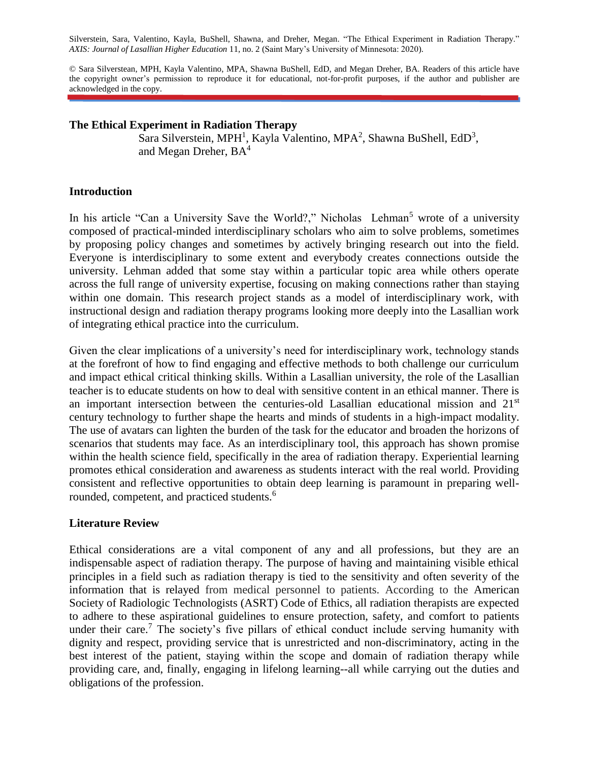Silverstein, Sara, Valentino, Kayla, BuShell, Shawna, and Dreher, Megan. "The Ethical Experiment in Radiation Therapy." *AXIS: Journal of Lasallian Higher Education* 11, no. 2 (Saint Mary's University of Minnesota: 2020).

© Sara Silverstean, MPH, Kayla Valentino, MPA, Shawna BuShell, EdD, and Megan Dreher, BA. Readers of this article have the copyright owner's permission to reproduce it for educational, not-for-profit purposes, if the author and publisher are acknowledged in the copy.

# The Ethical Experiment in Radiation Therapy

Sara Silverstein, MPH[1], Kayla Valentino, MPA[2], Shawna BuShell, EdD[3], and Megan Dreher, BA[4]

## Introduction

In his article "Can a University Save the World?," Nicholas Lehman[5] wrote of a university composed of practical-minded interdisciplinary scholars who aim to solve problems, sometimes by proposing policy changes and sometimes by actively bringing research out into the field. Everyone is interdisciplinary to some extent and everybody creates connections outside the university. Lehman added that some stay within a particular topic area while others operate across the full range of university expertise, focusing on making connections rather than staying within one domain. This research project stands as a model of interdisciplinary work, with instructional design and radiation therapy programs looking more deeply into the Lasallian work of integrating ethical practice into the curriculum.

Given the clear implications of a university's need for interdisciplinary work, technology stands at the forefront of how to find engaging and effective methods to both challenge our curriculum and impact ethical critical thinking skills. Within a Lasallian university, the role of the Lasallian teacher is to educate students on how to deal with sensitive content in an ethical manner. There is an important intersection between the centuries-old Lasallian educational mission and 21st century technology to further shape the hearts and minds of students in a high-impact modality. The use of avatars can lighten the burden of the task for the educator and broaden the horizons of scenarios that students may face. As an interdisciplinary tool, this approach has shown promise within the health science field, specifically in the area of radiation therapy. Experiential learning promotes ethical consideration and awareness as students interact with the real world. Providing consistent and reflective opportunities to obtain deep learning is paramount in preparing well-rounded, competent, and practiced students.[6]

## Literature Review

Ethical considerations are a vital component of any and all professions, but they are an indispensable aspect of radiation therapy. The purpose of having and maintaining visible ethical principles in a field such as radiation therapy is tied to the sensitivity and often severity of the information that is relayed from medical personnel to patients. According to the American Society of Radiologic Technologists (ASRT) Code of Ethics, all radiation therapists are expected to adhere to these aspirational guidelines to ensure protection, safety, and comfort to patients under their care.[7] The society's five pillars of ethical conduct include serving humanity with dignity and respect, providing service that is unrestricted and non-discriminatory, acting in the best interest of the patient, staying within the scope and domain of radiation therapy while providing care, and, finally, engaging in lifelong learning--all while carrying out the duties and obligations of the profession.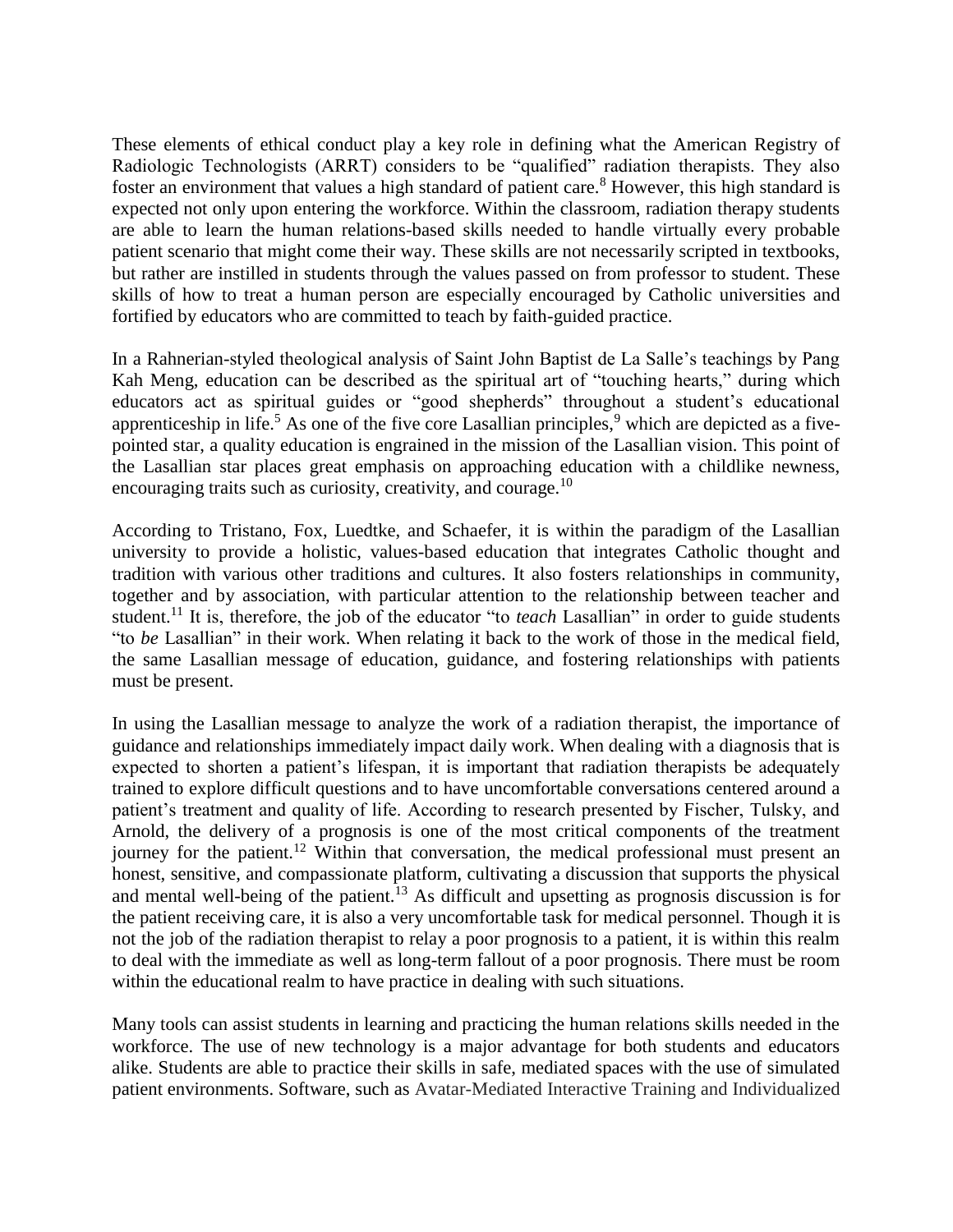These elements of ethical conduct play a key role in defining what the American Registry of Radiologic Technologists (ARRT) considers to be "qualified" radiation therapists. They also foster an environment that values a high standard of patient care.[8] However, this high standard is expected not only upon entering the workforce. Within the classroom, radiation therapy students are able to learn the human relations-based skills needed to handle virtually every probable patient scenario that might come their way. These skills are not necessarily scripted in textbooks, but rather are instilled in students through the values passed on from professor to student. These skills of how to treat a human person are especially encouraged by Catholic universities and fortified by educators who are committed to teach by faith-guided practice.

In a Rahnerian-styled theological analysis of Saint John Baptist de La Salle's teachings by Pang Kah Meng, education can be described as the spiritual art of "touching hearts," during which educators act as spiritual guides or "good shepherds" throughout a student's educational apprenticeship in life.[5] As one of the five core Lasallian principles,[9] which are depicted as a five-pointed star, a quality education is engrained in the mission of the Lasallian vision. This point of the Lasallian star places great emphasis on approaching education with a childlike newness, encouraging traits such as curiosity, creativity, and courage.[10]

According to Tristano, Fox, Luedtke, and Schaefer, it is within the paradigm of the Lasallian university to provide a holistic, values-based education that integrates Catholic thought and tradition with various other traditions and cultures. It also fosters relationships in community, together and by association, with particular attention to the relationship between teacher and student.[11] It is, therefore, the job of the educator "to *teach* Lasallian" in order to guide students "to *be* Lasallian" in their work. When relating it back to the work of those in the medical field, the same Lasallian message of education, guidance, and fostering relationships with patients must be present.

In using the Lasallian message to analyze the work of a radiation therapist, the importance of guidance and relationships immediately impact daily work. When dealing with a diagnosis that is expected to shorten a patient's lifespan, it is important that radiation therapists be adequately trained to explore difficult questions and to have uncomfortable conversations centered around a patient's treatment and quality of life. According to research presented by Fischer, Tulsky, and Arnold, the delivery of a prognosis is one of the most critical components of the treatment journey for the patient.[12] Within that conversation, the medical professional must present an honest, sensitive, and compassionate platform, cultivating a discussion that supports the physical and mental well-being of the patient.[13] As difficult and upsetting as prognosis discussion is for the patient receiving care, it is also a very uncomfortable task for medical personnel. Though it is not the job of the radiation therapist to relay a poor prognosis to a patient, it is within this realm to deal with the immediate as well as long-term fallout of a poor prognosis. There must be room within the educational realm to have practice in dealing with such situations.

Many tools can assist students in learning and practicing the human relations skills needed in the workforce. The use of new technology is a major advantage for both students and educators alike. Students are able to practice their skills in safe, mediated spaces with the use of simulated patient environments. Software, such as Avatar-Mediated Interactive Training and Individualized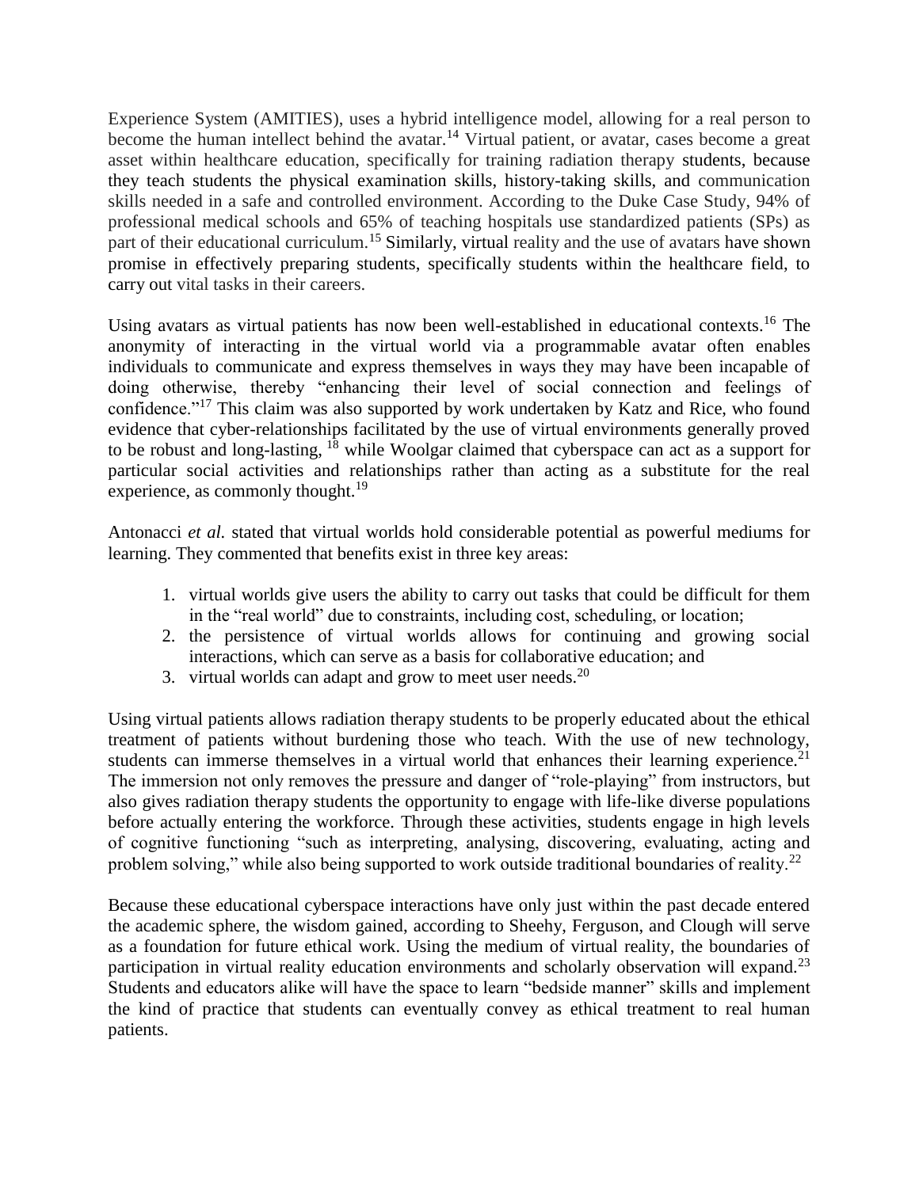Experience System (AMITIES), uses a hybrid intelligence model, allowing for a real person to become the human intellect behind the avatar.[14] Virtual patient, or avatar, cases become a great asset within healthcare education, specifically for training radiation therapy students, because they teach students the physical examination skills, history-taking skills, and communication skills needed in a safe and controlled environment. According to the Duke Case Study, 94% of professional medical schools and 65% of teaching hospitals use standardized patients (SPs) as part of their educational curriculum.[15] Similarly, virtual reality and the use of avatars have shown promise in effectively preparing students, specifically students within the healthcare field, to carry out vital tasks in their careers.

Using avatars as virtual patients has now been well-established in educational contexts.[16] The anonymity of interacting in the virtual world via a programmable avatar often enables individuals to communicate and express themselves in ways they may have been incapable of doing otherwise, thereby "enhancing their level of social connection and feelings of confidence."[17] This claim was also supported by work undertaken by Katz and Rice, who found evidence that cyber-relationships facilitated by the use of virtual environments generally proved to be robust and long-lasting, [18] while Woolgar claimed that cyberspace can act as a support for particular social activities and relationships rather than acting as a substitute for the real experience, as commonly thought.[19]

Antonacci *et al.* stated that virtual worlds hold considerable potential as powerful mediums for learning. They commented that benefits exist in three key areas:

1. virtual worlds give users the ability to carry out tasks that could be difficult for them in the "real world" due to constraints, including cost, scheduling, or location;
2. the persistence of virtual worlds allows for continuing and growing social interactions, which can serve as a basis for collaborative education; and
3. virtual worlds can adapt and grow to meet user needs.[20]

Using virtual patients allows radiation therapy students to be properly educated about the ethical treatment of patients without burdening those who teach. With the use of new technology, students can immerse themselves in a virtual world that enhances their learning experience.[21] The immersion not only removes the pressure and danger of "role-playing" from instructors, but also gives radiation therapy students the opportunity to engage with life-like diverse populations before actually entering the workforce. Through these activities, students engage in high levels of cognitive functioning "such as interpreting, analysing, discovering, evaluating, acting and problem solving," while also being supported to work outside traditional boundaries of reality.[22]

Because these educational cyberspace interactions have only just within the past decade entered the academic sphere, the wisdom gained, according to Sheehy, Ferguson, and Clough will serve as a foundation for future ethical work. Using the medium of virtual reality, the boundaries of participation in virtual reality education environments and scholarly observation will expand.[23] Students and educators alike will have the space to learn "bedside manner" skills and implement the kind of practice that students can eventually convey as ethical treatment to real human patients.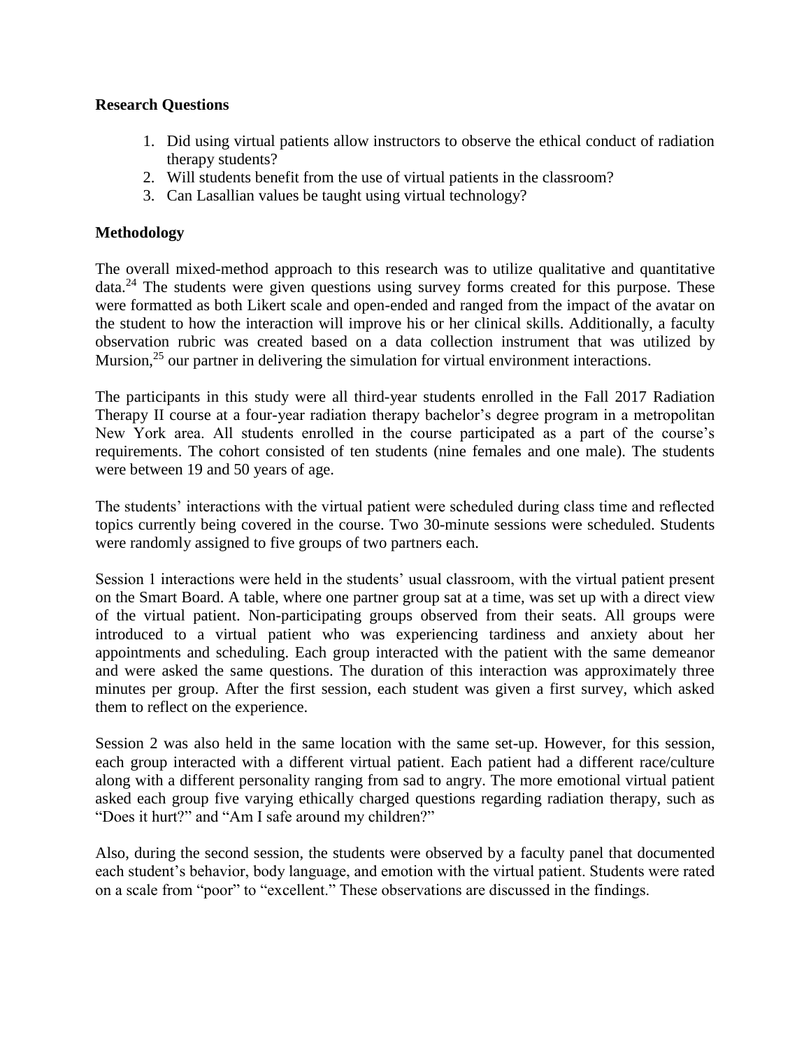**Research Questions**

1. Did using virtual patients allow instructors to observe the ethical conduct of radiation therapy students?
2. Will students benefit from the use of virtual patients in the classroom?
3. Can Lasallian values be taught using virtual technology?

**Methodology**

The overall mixed-method approach to this research was to utilize qualitative and quantitative data.[24] The students were given questions using survey forms created for this purpose. These were formatted as both Likert scale and open-ended and ranged from the impact of the avatar on the student to how the interaction will improve his or her clinical skills. Additionally, a faculty observation rubric was created based on a data collection instrument that was utilized by Mursion,[25] our partner in delivering the simulation for virtual environment interactions.

The participants in this study were all third-year students enrolled in the Fall 2017 Radiation Therapy II course at a four-year radiation therapy bachelor's degree program in a metropolitan New York area. All students enrolled in the course participated as a part of the course's requirements. The cohort consisted of ten students (nine females and one male). The students were between 19 and 50 years of age.

The students' interactions with the virtual patient were scheduled during class time and reflected topics currently being covered in the course. Two 30-minute sessions were scheduled. Students were randomly assigned to five groups of two partners each.

Session 1 interactions were held in the students' usual classroom, with the virtual patient present on the Smart Board. A table, where one partner group sat at a time, was set up with a direct view of the virtual patient. Non-participating groups observed from their seats. All groups were introduced to a virtual patient who was experiencing tardiness and anxiety about her appointments and scheduling. Each group interacted with the patient with the same demeanor and were asked the same questions. The duration of this interaction was approximately three minutes per group. After the first session, each student was given a first survey, which asked them to reflect on the experience.

Session 2 was also held in the same location with the same set-up. However, for this session, each group interacted with a different virtual patient. Each patient had a different race/culture along with a different personality ranging from sad to angry. The more emotional virtual patient asked each group five varying ethically charged questions regarding radiation therapy, such as "Does it hurt?" and "Am I safe around my children?"

Also, during the second session, the students were observed by a faculty panel that documented each student's behavior, body language, and emotion with the virtual patient. Students were rated on a scale from "poor" to "excellent." These observations are discussed in the findings.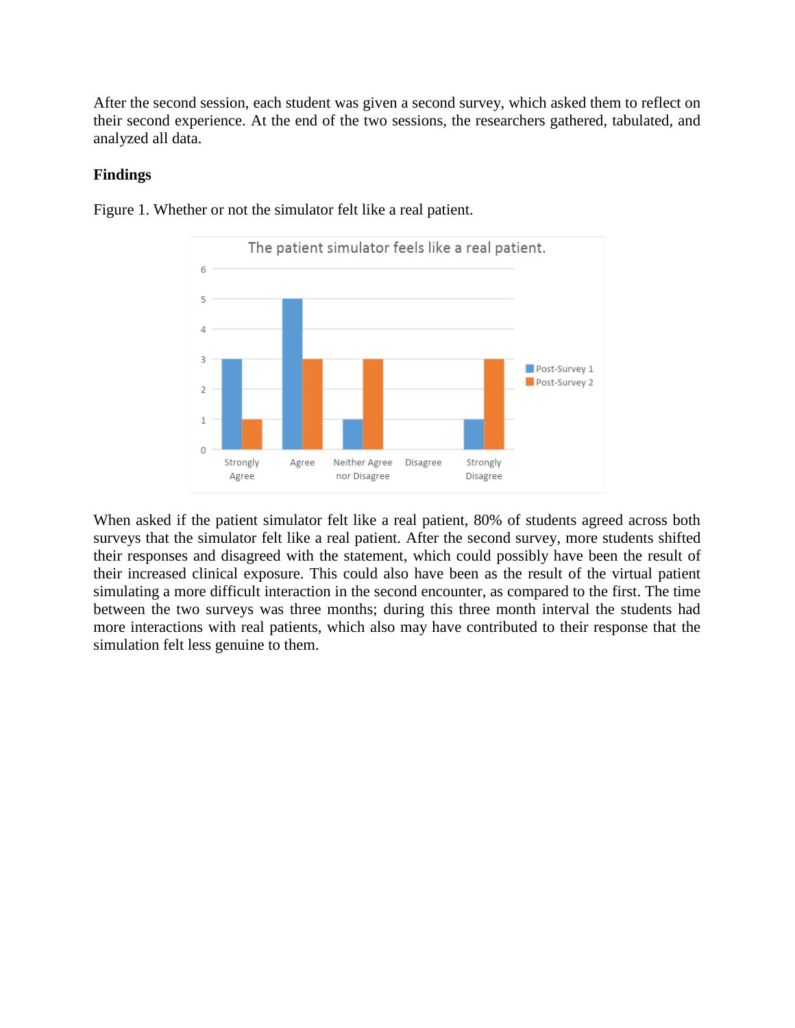After the second session, each student was given a second survey, which asked them to reflect on their second experience. At the end of the two sessions, the researchers gathered, tabulated, and analyzed all data.

**Findings**

Figure 1. Whether or not the simulator felt like a real patient.

When asked if the patient simulator felt like a real patient, 80% of students agreed across both surveys that the simulator felt like a real patient. After the second survey, more students shifted their responses and disagreed with the statement, which could possibly have been the result of their increased clinical exposure. This could also have been as the result of the virtual patient simulating a more difficult interaction in the second encounter, as compared to the first. The time between the two surveys was three months; during this three month interval the students had more interactions with real patients, which also may have contributed to their response that the simulation felt less genuine to them.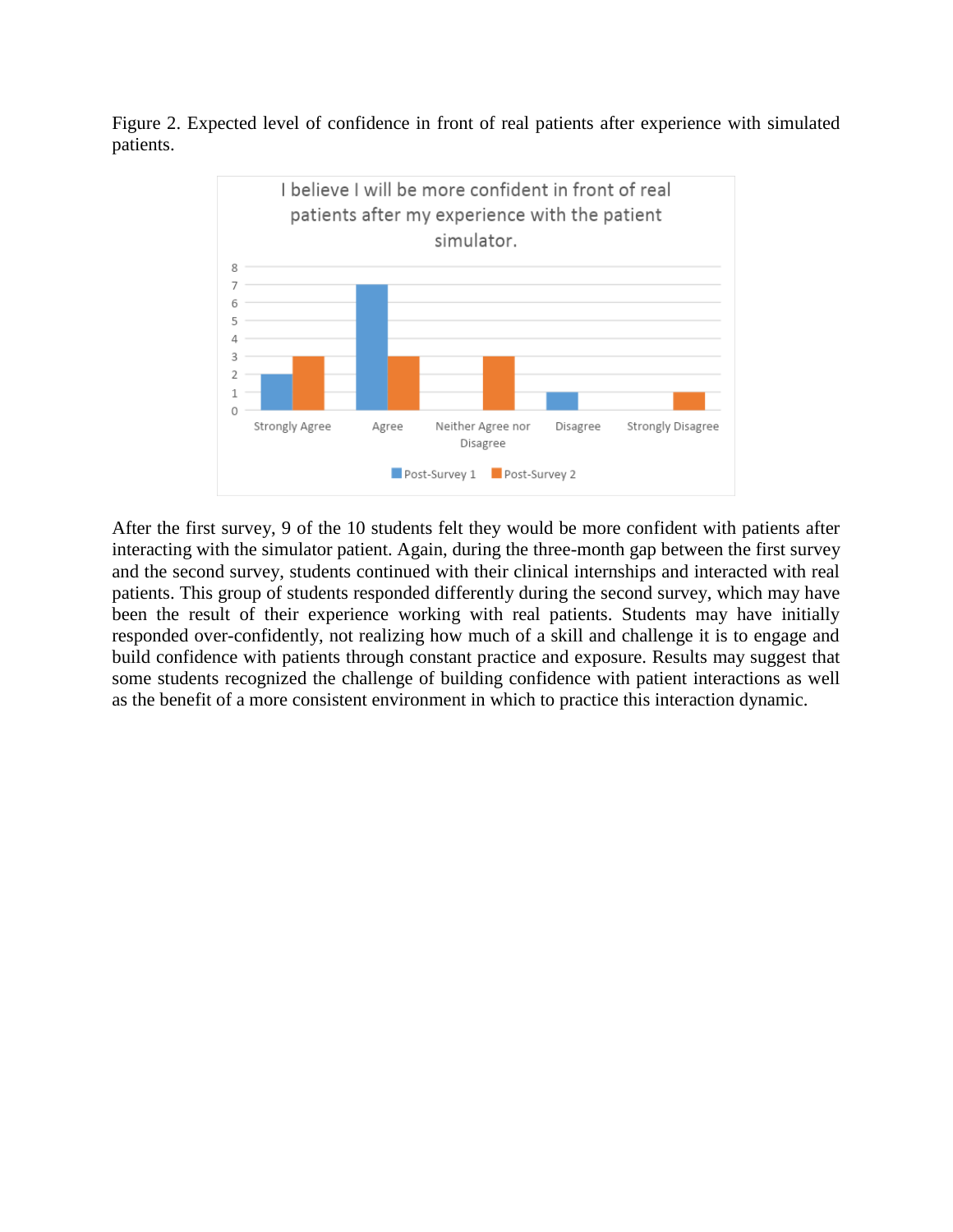Figure 2. Expected level of confidence in front of real patients after experience with simulated patients.

After the first survey, 9 of the 10 students felt they would be more confident with patients after interacting with the simulator patient. Again, during the three-month gap between the first survey and the second survey, students continued with their clinical internships and interacted with real patients. This group of students responded differently during the second survey, which may have been the result of their experience working with real patients. Students may have initially responded over-confidently, not realizing how much of a skill and challenge it is to engage and build confidence with patients through constant practice and exposure. Results may suggest that some students recognized the challenge of building confidence with patient interactions as well as the benefit of a more consistent environment in which to practice this interaction dynamic.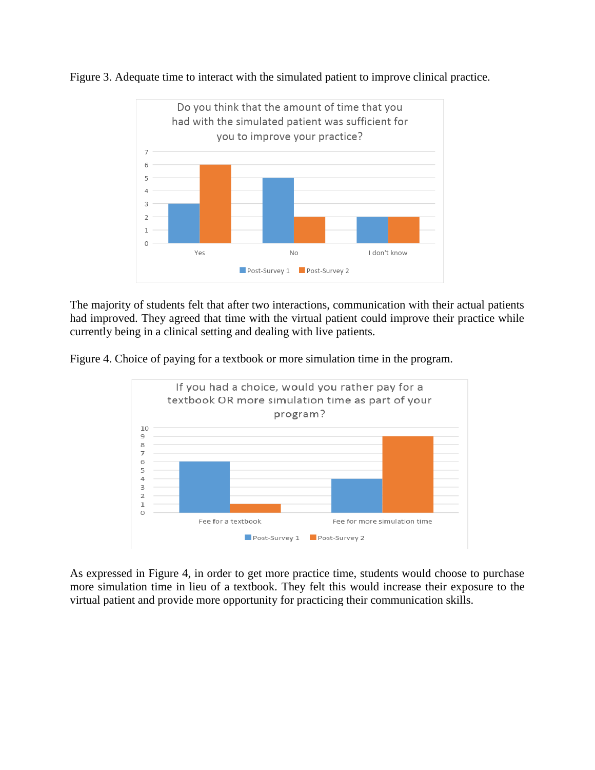Figure 3. Adequate time to interact with the simulated patient to improve clinical practice.

The majority of students felt that after two interactions, communication with their actual patients had improved. They agreed that time with the virtual patient could improve their practice while currently being in a clinical setting and dealing with live patients.

Figure 4. Choice of paying for a textbook or more simulation time in the program.

As expressed in Figure 4, in order to get more practice time, students would choose to purchase more simulation time in lieu of a textbook. They felt this would increase their exposure to the virtual patient and provide more opportunity for practicing their communication skills.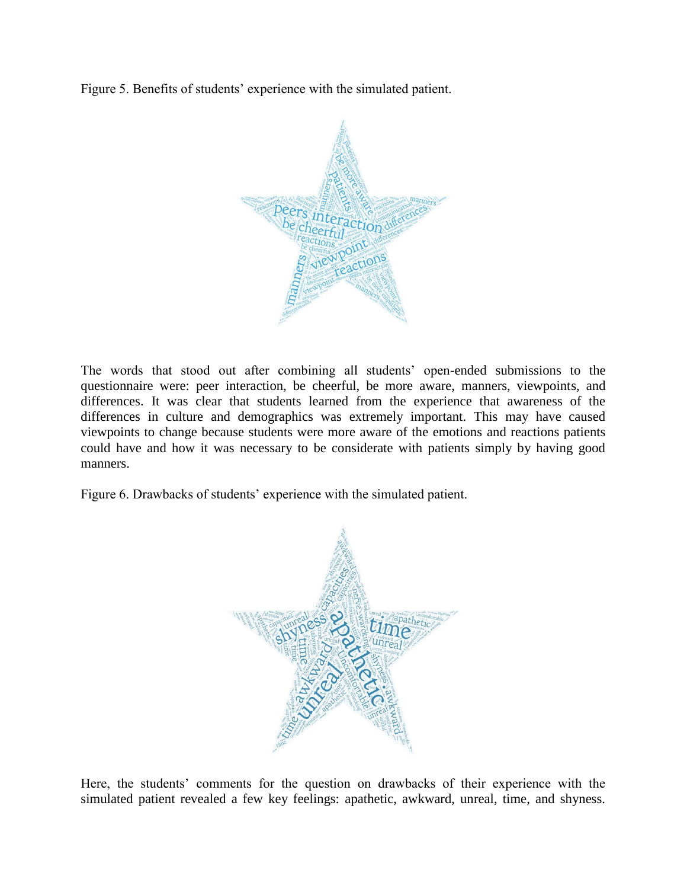Figure 5. Benefits of students' experience with the simulated patient.

The words that stood out after combining all students' open-ended submissions to the questionnaire were: peer interaction, be cheerful, be more aware, manners, viewpoints, and differences. It was clear that students learned from the experience that awareness of the differences in culture and demographics was extremely important. This may have caused viewpoints to change because students were more aware of the emotions and reactions patients could have and how it was necessary to be considerate with patients simply by having good manners.

Figure 6. Drawbacks of students' experience with the simulated patient.

Here, the students' comments for the question on drawbacks of their experience with the simulated patient revealed a few key feelings: apathetic, awkward, unreal, time, and shyness.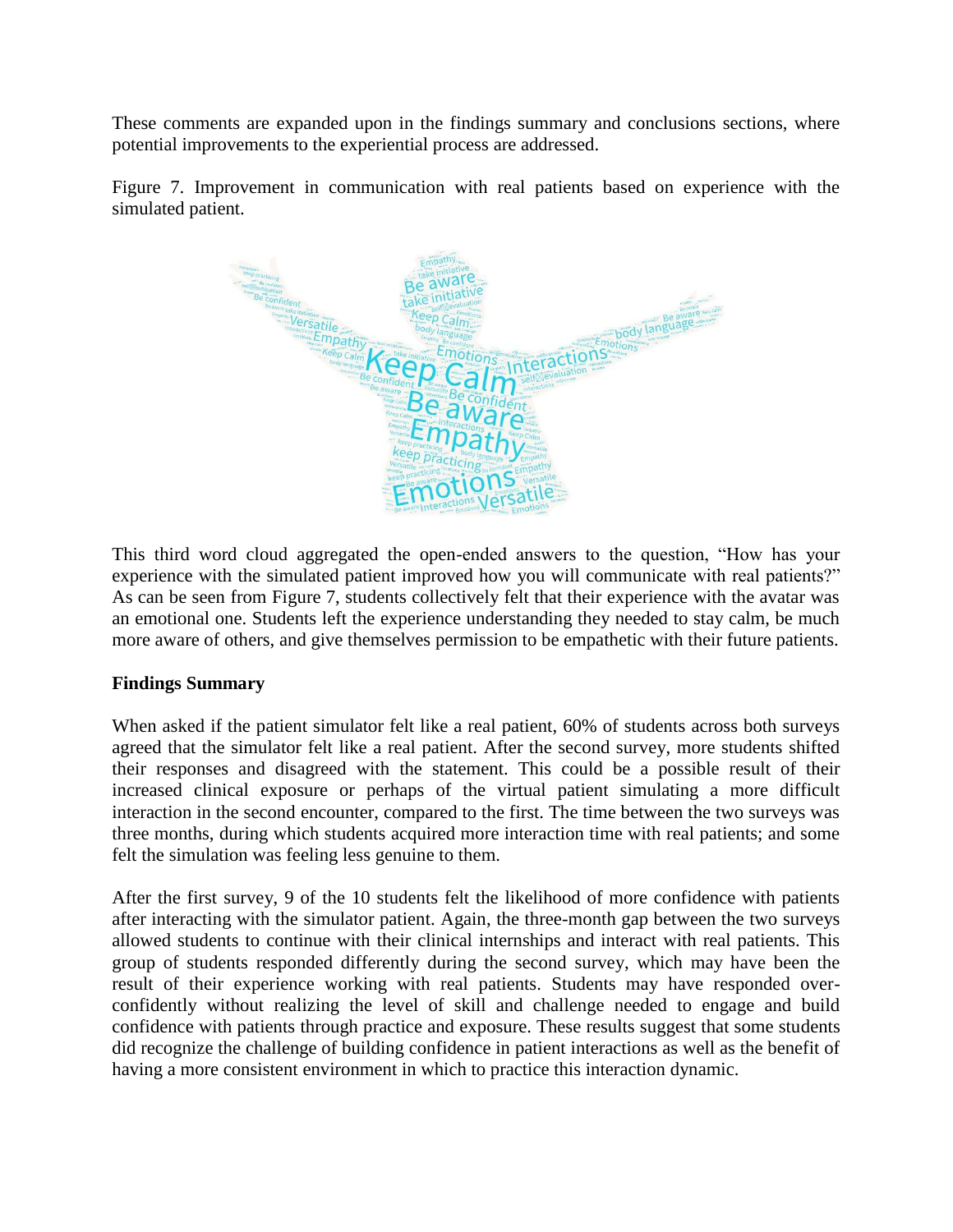These comments are expanded upon in the findings summary and conclusions sections, where potential improvements to the experiential process are addressed.

Figure 7. Improvement in communication with real patients based on experience with the simulated patient.

This third word cloud aggregated the open-ended answers to the question, "How has your experience with the simulated patient improved how you will communicate with real patients?" As can be seen from Figure 7, students collectively felt that their experience with the avatar was an emotional one. Students left the experience understanding they needed to stay calm, be much more aware of others, and give themselves permission to be empathetic with their future patients.

**Findings Summary**

When asked if the patient simulator felt like a real patient, 60% of students across both surveys agreed that the simulator felt like a real patient. After the second survey, more students shifted their responses and disagreed with the statement. This could be a possible result of their increased clinical exposure or perhaps of the virtual patient simulating a more difficult interaction in the second encounter, compared to the first. The time between the two surveys was three months, during which students acquired more interaction time with real patients; and some felt the simulation was feeling less genuine to them.

After the first survey, 9 of the 10 students felt the likelihood of more confidence with patients after interacting with the simulator patient. Again, the three-month gap between the two surveys allowed students to continue with their clinical internships and interact with real patients. This group of students responded differently during the second survey, which may have been the result of their experience working with real patients. Students may have responded over-confidently without realizing the level of skill and challenge needed to engage and build confidence with patients through practice and exposure. These results suggest that some students did recognize the challenge of building confidence in patient interactions as well as the benefit of having a more consistent environment in which to practice this interaction dynamic.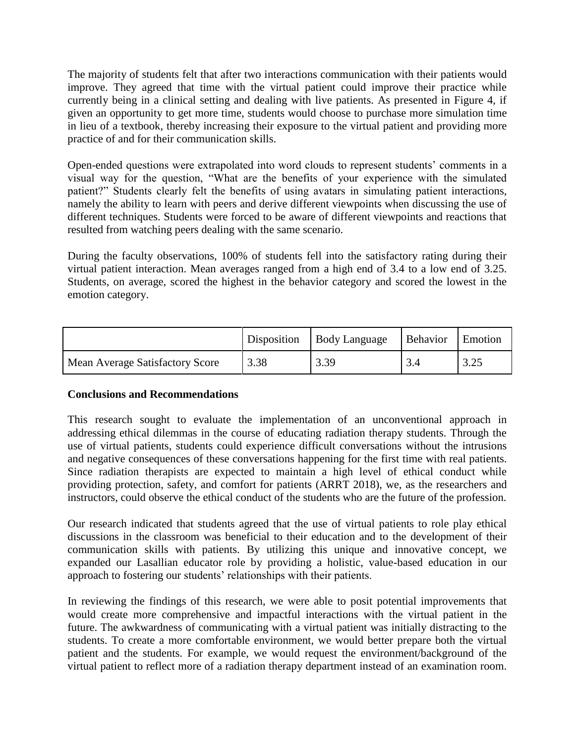The majority of students felt that after two interactions communication with their patients would improve. They agreed that time with the virtual patient could improve their practice while currently being in a clinical setting and dealing with live patients. As presented in Figure 4, if given an opportunity to get more time, students would choose to purchase more simulation time in lieu of a textbook, thereby increasing their exposure to the virtual patient and providing more practice of and for their communication skills.

Open-ended questions were extrapolated into word clouds to represent students' comments in a visual way for the question, "What are the benefits of your experience with the simulated patient?" Students clearly felt the benefits of using avatars in simulating patient interactions, namely the ability to learn with peers and derive different viewpoints when discussing the use of different techniques. Students were forced to be aware of different viewpoints and reactions that resulted from watching peers dealing with the same scenario.

During the faculty observations, 100% of students fell into the satisfactory rating during their virtual patient interaction. Mean averages ranged from a high end of 3.4 to a low end of 3.25. Students, on average, scored the highest in the behavior category and scored the lowest in the emotion category.

| | Disposition | Body Language | Behavior | Emotion |
|---|---|---|---|---|
| Mean Average Satisfactory Score | 3.38 | 3.39 | 3.4 | 3.25 |

**Conclusions and Recommendations**

This research sought to evaluate the implementation of an unconventional approach in addressing ethical dilemmas in the course of educating radiation therapy students. Through the use of virtual patients, students could experience difficult conversations without the intrusions and negative consequences of these conversations happening for the first time with real patients. Since radiation therapists are expected to maintain a high level of ethical conduct while providing protection, safety, and comfort for patients (ARRT 2018), we, as the researchers and instructors, could observe the ethical conduct of the students who are the future of the profession.

Our research indicated that students agreed that the use of virtual patients to role play ethical discussions in the classroom was beneficial to their education and to the development of their communication skills with patients. By utilizing this unique and innovative concept, we expanded our Lasallian educator role by providing a holistic, value-based education in our approach to fostering our students' relationships with their patients.

In reviewing the findings of this research, we were able to posit potential improvements that would create more comprehensive and impactful interactions with the virtual patient in the future. The awkwardness of communicating with a virtual patient was initially distracting to the students. To create a more comfortable environment, we would better prepare both the virtual patient and the students. For example, we would request the environment/background of the virtual patient to reflect more of a radiation therapy department instead of an examination room.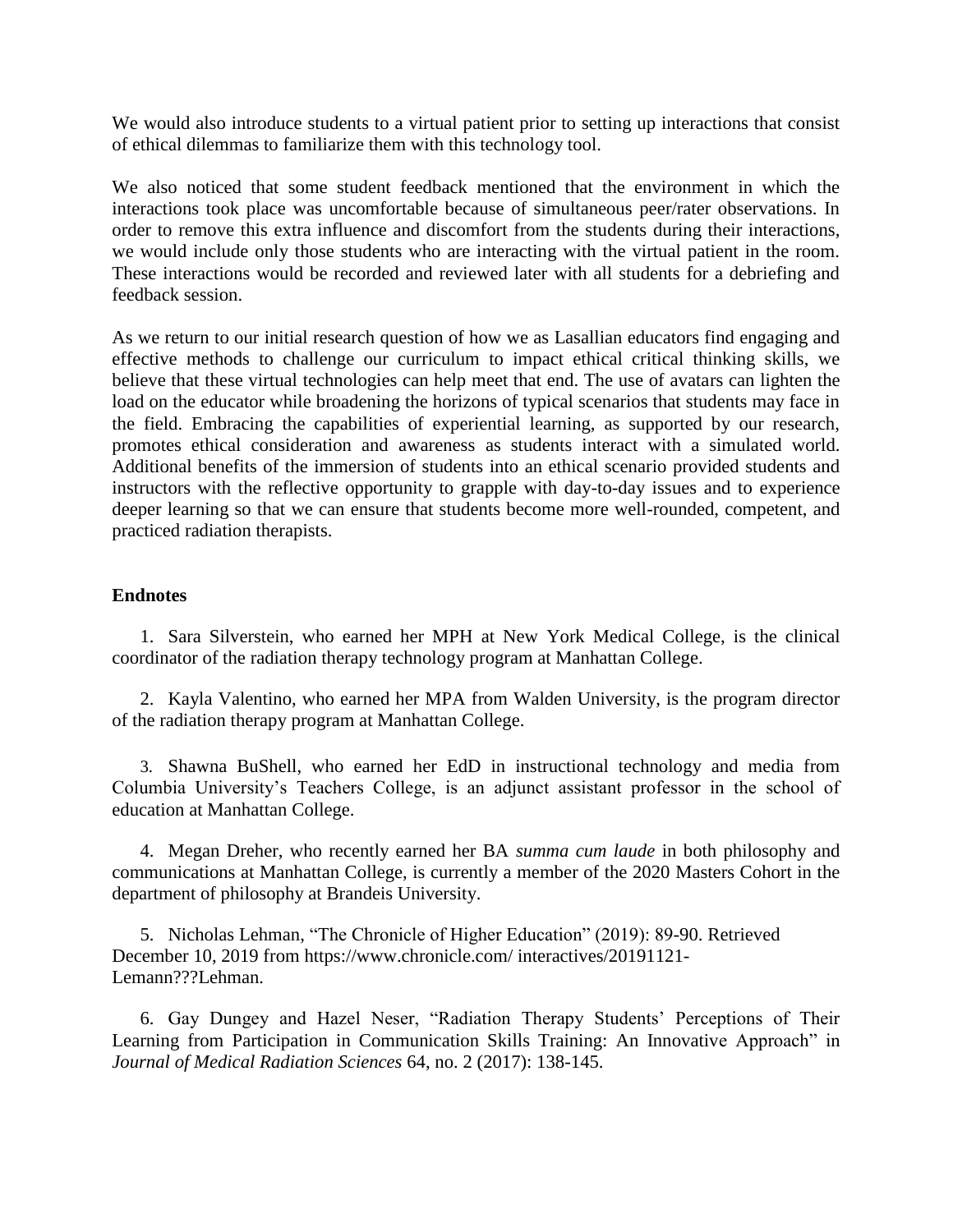We would also introduce students to a virtual patient prior to setting up interactions that consist of ethical dilemmas to familiarize them with this technology tool.

We also noticed that some student feedback mentioned that the environment in which the interactions took place was uncomfortable because of simultaneous peer/rater observations. In order to remove this extra influence and discomfort from the students during their interactions, we would include only those students who are interacting with the virtual patient in the room. These interactions would be recorded and reviewed later with all students for a debriefing and feedback session.

As we return to our initial research question of how we as Lasallian educators find engaging and effective methods to challenge our curriculum to impact ethical critical thinking skills, we believe that these virtual technologies can help meet that end. The use of avatars can lighten the load on the educator while broadening the horizons of typical scenarios that students may face in the field. Embracing the capabilities of experiential learning, as supported by our research, promotes ethical consideration and awareness as students interact with a simulated world. Additional benefits of the immersion of students into an ethical scenario provided students and instructors with the reflective opportunity to grapple with day-to-day issues and to experience deeper learning so that we can ensure that students become more well-rounded, competent, and practiced radiation therapists.

**Endnotes**

1. Sara Silverstein, who earned her MPH at New York Medical College, is the clinical coordinator of the radiation therapy technology program at Manhattan College.

2. Kayla Valentino, who earned her MPA from Walden University, is the program director of the radiation therapy program at Manhattan College.

3. Shawna BuShell, who earned her EdD in instructional technology and media from Columbia University's Teachers College, is an adjunct assistant professor in the school of education at Manhattan College.

4. Megan Dreher, who recently earned her BA *summa cum laude* in both philosophy and communications at Manhattan College, is currently a member of the 2020 Masters Cohort in the department of philosophy at Brandeis University.

5. Nicholas Lehman, "The Chronicle of Higher Education" (2019): 89-90. Retrieved December 10, 2019 from https://www.chronicle.com/ interactives/20191121-Lemann???Lehman.

6. Gay Dungey and Hazel Neser, "Radiation Therapy Students' Perceptions of Their Learning from Participation in Communication Skills Training: An Innovative Approach" in *Journal of Medical Radiation Sciences* 64, no. 2 (2017): 138-145.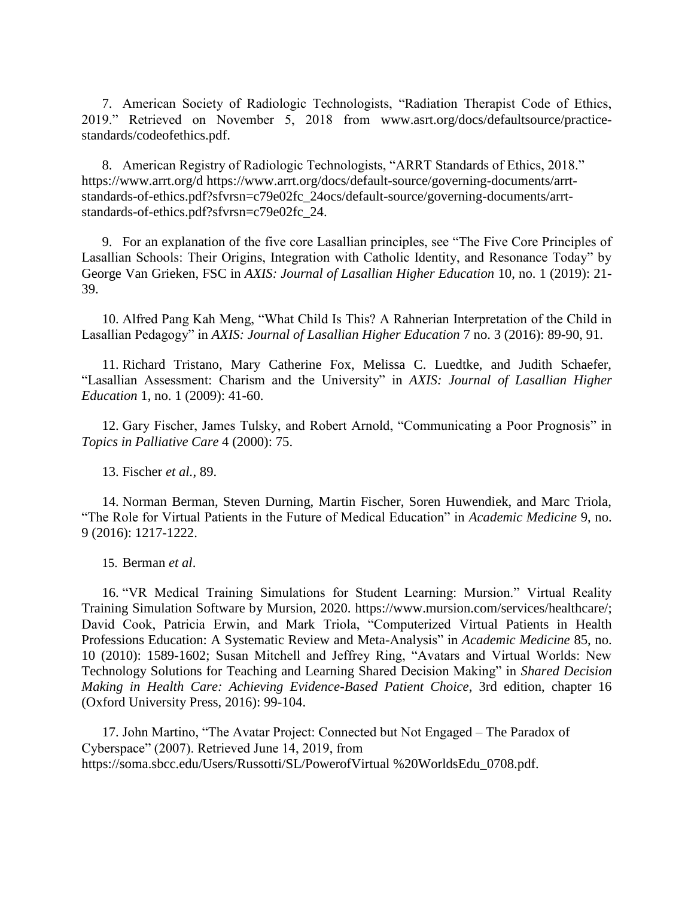7. American Society of Radiologic Technologists, "Radiation Therapist Code of Ethics, 2019." Retrieved on November 5, 2018 from www.asrt.org/docs/defaultsource/practice-standards/codeofethics.pdf.

8. American Registry of Radiologic Technologists, "ARRT Standards of Ethics, 2018." https://www.arrt.org/d https://www.arrt.org/docs/default-source/governing-documents/arrt-standards-of-ethics.pdf?sfvrsn=c79e02fc_24ocs/default-source/governing-documents/arrt-standards-of-ethics.pdf?sfvrsn=c79e02fc_24.

9. For an explanation of the five core Lasallian principles, see "The Five Core Principles of Lasallian Schools: Their Origins, Integration with Catholic Identity, and Resonance Today" by George Van Grieken, FSC in *AXIS: Journal of Lasallian Higher Education* 10, no. 1 (2019): 21-39.

10. Alfred Pang Kah Meng, "What Child Is This? A Rahnerian Interpretation of the Child in Lasallian Pedagogy" in *AXIS: Journal of Lasallian Higher Education* 7 no. 3 (2016): 89-90, 91.

11. Richard Tristano, Mary Catherine Fox, Melissa C. Luedtke, and Judith Schaefer, "Lasallian Assessment: Charism and the University" in *AXIS: Journal of Lasallian Higher Education* 1, no. 1 (2009): 41-60.

12. Gary Fischer, James Tulsky, and Robert Arnold, "Communicating a Poor Prognosis" in *Topics in Palliative Care* 4 (2000): 75.

13. Fischer *et al.*, 89.

14. Norman Berman, Steven Durning, Martin Fischer, Soren Huwendiek, and Marc Triola, "The Role for Virtual Patients in the Future of Medical Education" in *Academic Medicine* 9, no. 9 (2016): 1217-1222.

15. Berman *et al*.

16. "VR Medical Training Simulations for Student Learning: Mursion." Virtual Reality Training Simulation Software by Mursion, 2020. https://www.mursion.com/services/healthcare/; David Cook, Patricia Erwin, and Mark Triola, "Computerized Virtual Patients in Health Professions Education: A Systematic Review and Meta-Analysis" in *Academic Medicine* 85, no. 10 (2010): 1589-1602; Susan Mitchell and Jeffrey Ring, "Avatars and Virtual Worlds: New Technology Solutions for Teaching and Learning Shared Decision Making" in *Shared Decision Making in Health Care: Achieving Evidence-Based Patient Choice*, 3rd edition, chapter 16 (Oxford University Press, 2016): 99-104.

17. John Martino, "The Avatar Project: Connected but Not Engaged – The Paradox of Cyberspace" (2007). Retrieved June 14, 2019, from https://soma.sbcc.edu/Users/Russotti/SL/PowerofVirtual %20WorldsEdu_0708.pdf.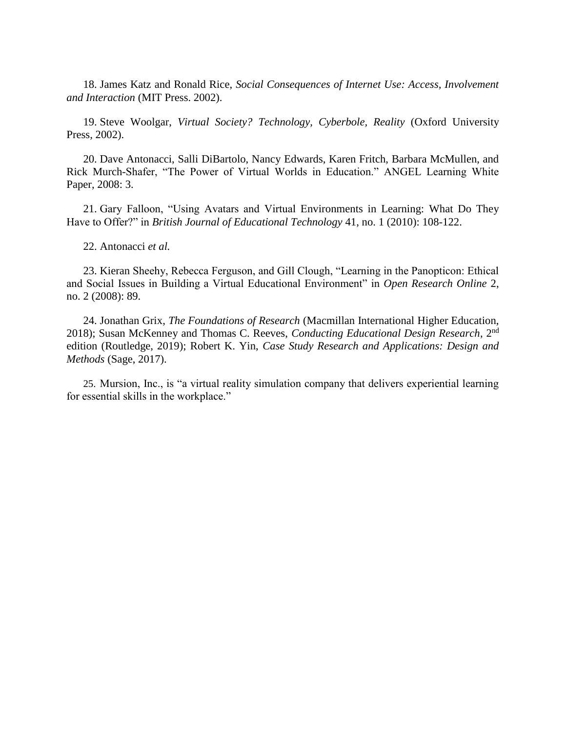18. James Katz and Ronald Rice, *Social Consequences of Internet Use: Access, Involvement and Interaction* (MIT Press. 2002).

19. Steve Woolgar, *Virtual Society? Technology, Cyberbole, Reality* (Oxford University Press, 2002).

20. Dave Antonacci, Salli DiBartolo, Nancy Edwards, Karen Fritch, Barbara McMullen, and Rick Murch-Shafer, "The Power of Virtual Worlds in Education." ANGEL Learning White Paper, 2008: 3.

21. Gary Falloon, "Using Avatars and Virtual Environments in Learning: What Do They Have to Offer?" in *British Journal of Educational Technology* 41, no. 1 (2010): 108-122.

22. Antonacci *et al.*

23. Kieran Sheehy, Rebecca Ferguson, and Gill Clough, "Learning in the Panopticon: Ethical and Social Issues in Building a Virtual Educational Environment" in *Open Research Online* 2, no. 2 (2008): 89.

24. Jonathan Grix, *The Foundations of Research* (Macmillan International Higher Education, 2018); Susan McKenney and Thomas C. Reeves, *Conducting Educational Design Research*, 2nd edition (Routledge, 2019); Robert K. Yin, *Case Study Research and Applications: Design and Methods* (Sage, 2017).

25. Mursion, Inc., is "a virtual reality simulation company that delivers experiential learning for essential skills in the workplace."